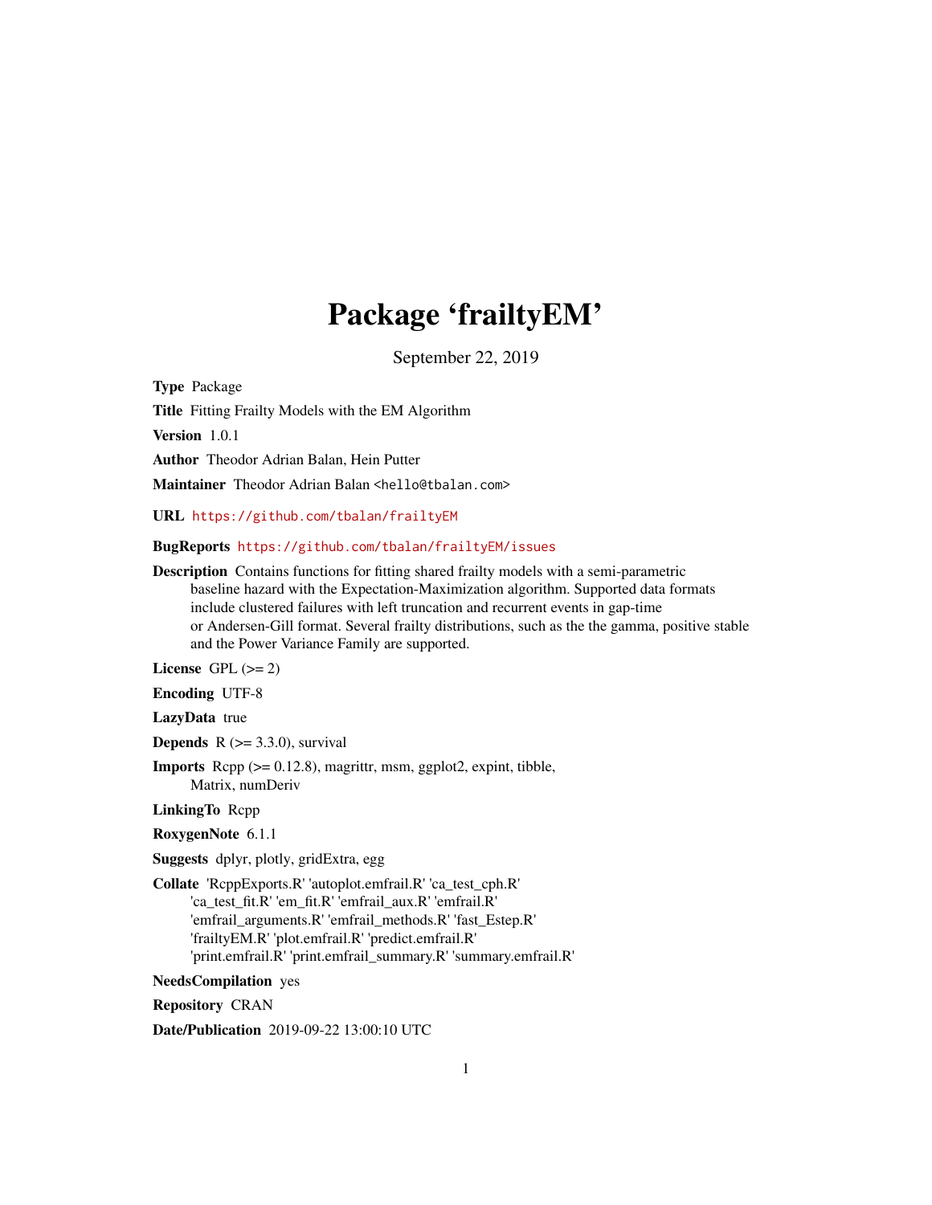# Package 'frailtyEM'

September 22, 2019

**Type** Package

**Title** Fitting Frailty Models with the EM Algorithm

**Version** 1.0.1

**Author** Theodor Adrian Balan, Hein Putter

**Maintainer** Theodor Adrian Balan <hello@tbalan.com>

**URL** https://github.com/tbalan/frailtyEM

**BugReports** https://github.com/tbalan/frailtyEM/issues

**Description** Contains functions for fitting shared frailty models with a semi-parametric baseline hazard with the Expectation-Maximization algorithm. Supported data formats include clustered failures with left truncation and recurrent events in gap-time or Andersen-Gill format. Several frailty distributions, such as the the gamma, positive stable and the Power Variance Family are supported.

**License** GPL (>= 2)

**Encoding** UTF-8

**LazyData** true

**Depends** R (>= 3.3.0), survival

**Imports** Rcpp (>= 0.12.8), magrittr, msm, ggplot2, expint, tibble, Matrix, numDeriv

**LinkingTo** Rcpp

**RoxygenNote** 6.1.1

**Suggests** dplyr, plotly, gridExtra, egg

**Collate** 'RcppExports.R' 'autoplot.emfrail.R' 'ca_test_cph.R' 'ca_test_fit.R' 'em_fit.R' 'emfrail_aux.R' 'emfrail.R' 'emfrail_arguments.R' 'emfrail_methods.R' 'fast_Estep.R' 'frailtyEM.R' 'plot.emfrail.R' 'predict.emfrail.R' 'print.emfrail.R' 'print.emfrail_summary.R' 'summary.emfrail.R'

**NeedsCompilation** yes

**Repository** CRAN

**Date/Publication** 2019-09-22 13:00:10 UTC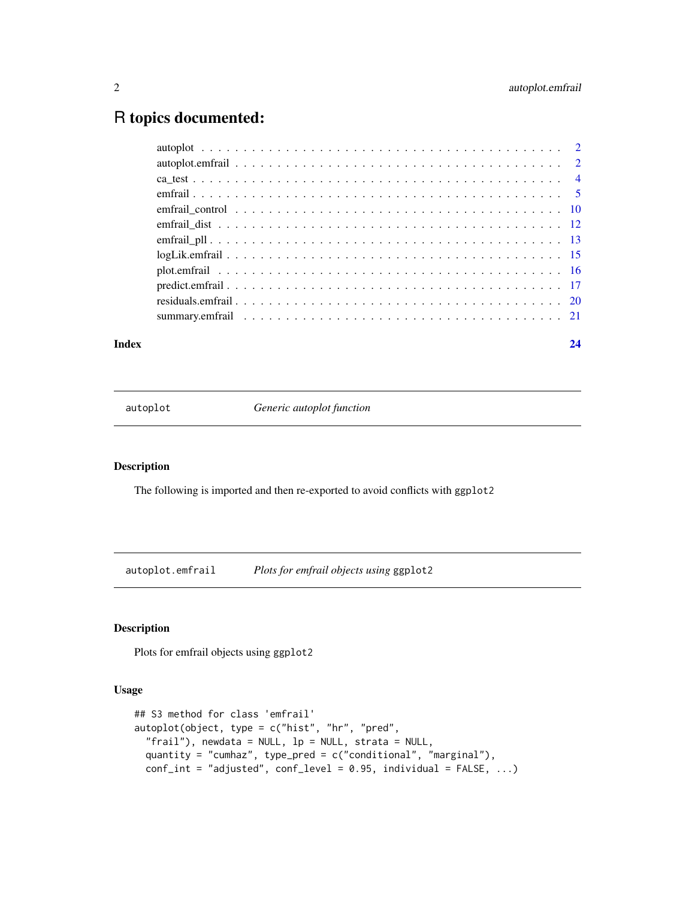# R topics documented:

| | |
|---|---|
| autoplot | 2 |
| autoplot.emfrail | 2 |
| ca_test | 4 |
| emfrail | 5 |
| emfrail_control | 10 |
| emfrail_dist | 12 |
| emfrail_pll | 13 |
| logLik.emfrail | 15 |
| plot.emfrail | 16 |
| predict.emfrail | 17 |
| residuals.emfrail | 20 |
| summary.emfrail | 21 |
| **Index** | **24** |

---

`autoplot` &nbsp;&nbsp;&nbsp; *Generic autoplot function*

---

### Description

The following is imported and then re-exported to avoid conflicts with `ggplot2`

---

`autoplot.emfrail` &nbsp;&nbsp;&nbsp; *Plots for emfrail objects using* `ggplot2`

---

### Description

Plots for emfrail objects using `ggplot2`

### Usage

```
## S3 method for class 'emfrail'
autoplot(object, type = c("hist", "hr", "pred",
  "frail"), newdata = NULL, lp = NULL, strata = NULL,
  quantity = "cumhaz", type_pred = c("conditional", "marginal"),
  conf_int = "adjusted", conf_level = 0.95, individual = FALSE, ...)
```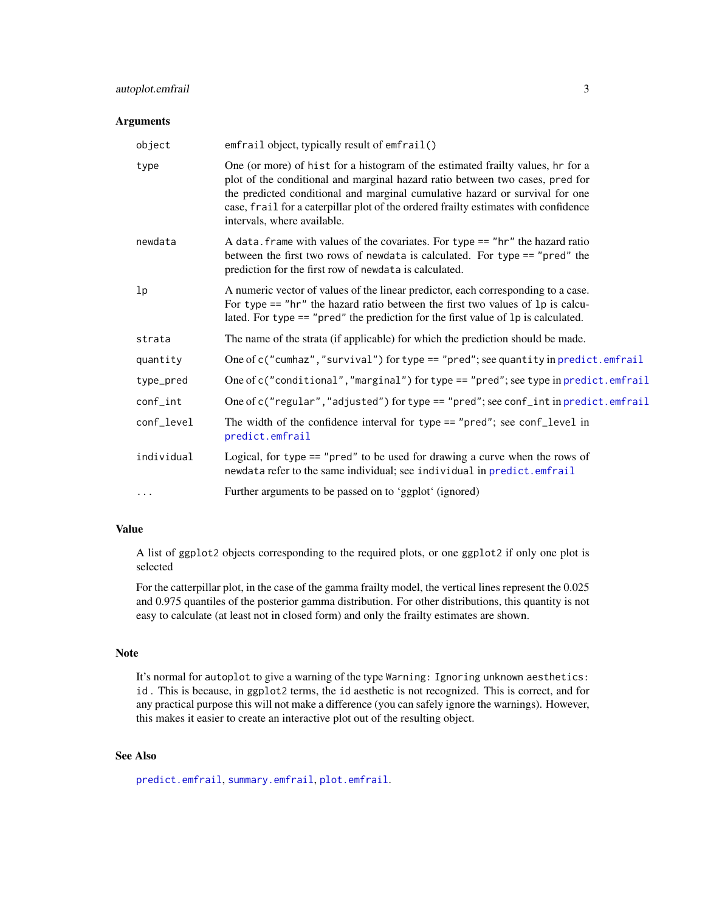## Arguments

| | |
|---|---|
| `object` | `emfrail` object, typically result of `emfrail()` |
| `type` | One (or more) of `hist` for a histogram of the estimated frailty values, `hr` for a plot of the conditional and marginal hazard ratio between two cases, `pred` for the predicted conditional and marginal cumulative hazard or survival for one case, `frail` for a caterpillar plot of the ordered frailty estimates with confidence intervals, where available. |
| `newdata` | A `data.frame` with values of the covariates. For `type == "hr"` the hazard ratio between the first two rows of `newdata` is calculated. For `type == "pred"` the prediction for the first row of `newdata` is calculated. |
| `lp` | A numeric vector of values of the linear predictor, each corresponding to a case. For `type == "hr"` the hazard ratio between the first two values of `lp` is calculated. For `type == "pred"` the prediction for the first value of `lp` is calculated. |
| `strata` | The name of the strata (if applicable) for which the prediction should be made. |
| `quantity` | One of `c("cumhaz","survival")` for `type == "pred"`; see `quantity` in `predict.emfrail` |
| `type_pred` | One of `c("conditional","marginal")` for `type == "pred"`; see `type` in `predict.emfrail` |
| `conf_int` | One of `c("regular","adjusted")` for `type == "pred"`; see `conf_int` in `predict.emfrail` |
| `conf_level` | The width of the confidence interval for `type == "pred"`; see `conf_level` in `predict.emfrail` |
| `individual` | Logical, for `type == "pred"` to be used for drawing a curve when the rows of `newdata` refer to the same individual; see `individual` in `predict.emfrail` |
| `...` | Further arguments to be passed on to 'ggplot' (ignored) |

## Value

A list of `ggplot2` objects corresponding to the required plots, or one `ggplot2` if only one plot is selected

For the catterpillar plot, in the case of the gamma frailty model, the vertical lines represent the 0.025 and 0.975 quantiles of the posterior gamma distribution. For other distributions, this quantity is not easy to calculate (at least not in closed form) and only the frailty estimates are shown.

## Note

It's normal for `autoplot` to give a warning of the type `Warning: Ignoring unknown aesthetics: id`. This is because, in `ggplot2` terms, the `id` aesthetic is not recognized. This is correct, and for any practical purpose this will not make a difference (you can safely ignore the warnings). However, this makes it easier to create an interactive plot out of the resulting object.

## See Also

`predict.emfrail`, `summary.emfrail`, `plot.emfrail`.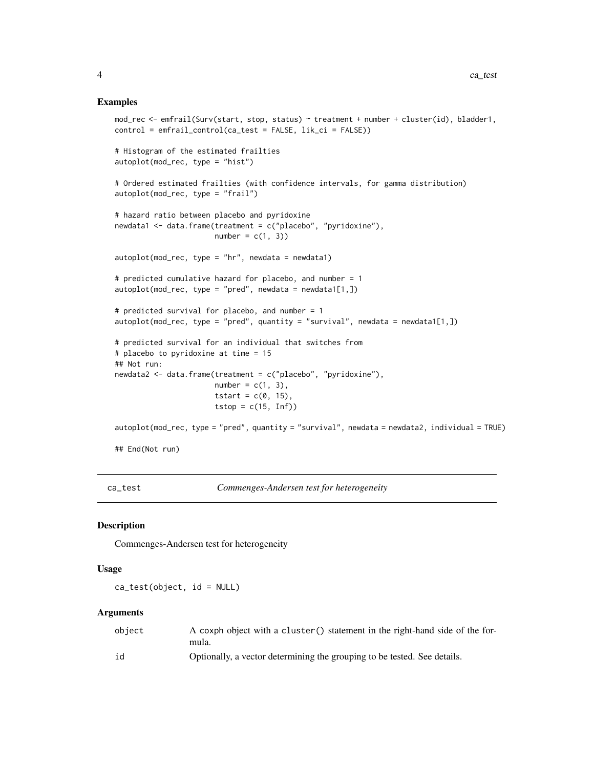## Examples

```
mod_rec <- emfrail(Surv(start, stop, status) ~ treatment + number + cluster(id), bladder1,
control = emfrail_control(ca_test = FALSE, lik_ci = FALSE))

# Histogram of the estimated frailties
autoplot(mod_rec, type = "hist")

# Ordered estimated frailties (with confidence intervals, for gamma distribution)
autoplot(mod_rec, type = "frail")

# hazard ratio between placebo and pyridoxine
newdata1 <- data.frame(treatment = c("placebo", "pyridoxine"),
                       number = c(1, 3))

autoplot(mod_rec, type = "hr", newdata = newdata1)

# predicted cumulative hazard for placebo, and number = 1
autoplot(mod_rec, type = "pred", newdata = newdata1[1,])

# predicted survival for placebo, and number = 1
autoplot(mod_rec, type = "pred", quantity = "survival", newdata = newdata1[1,])

# predicted survival for an individual that switches from
# placebo to pyridoxine at time = 15
## Not run:
newdata2 <- data.frame(treatment = c("placebo", "pyridoxine"),
                       number = c(1, 3),
                       tstart = c(0, 15),
                       tstop = c(15, Inf))

autoplot(mod_rec, type = "pred", quantity = "survival", newdata = newdata2, individual = TRUE)

## End(Not run)
```

---

# ca_test — *Commenges-Andersen test for heterogeneity*

---

## Description

Commenges-Andersen test for heterogeneity

## Usage

```
ca_test(object, id = NULL)
```

## Arguments

| | |
|---|---|
| object | A coxph object with a `cluster()` statement in the right-hand side of the formula. |
| id | Optionally, a vector determining the grouping to be tested. See details. |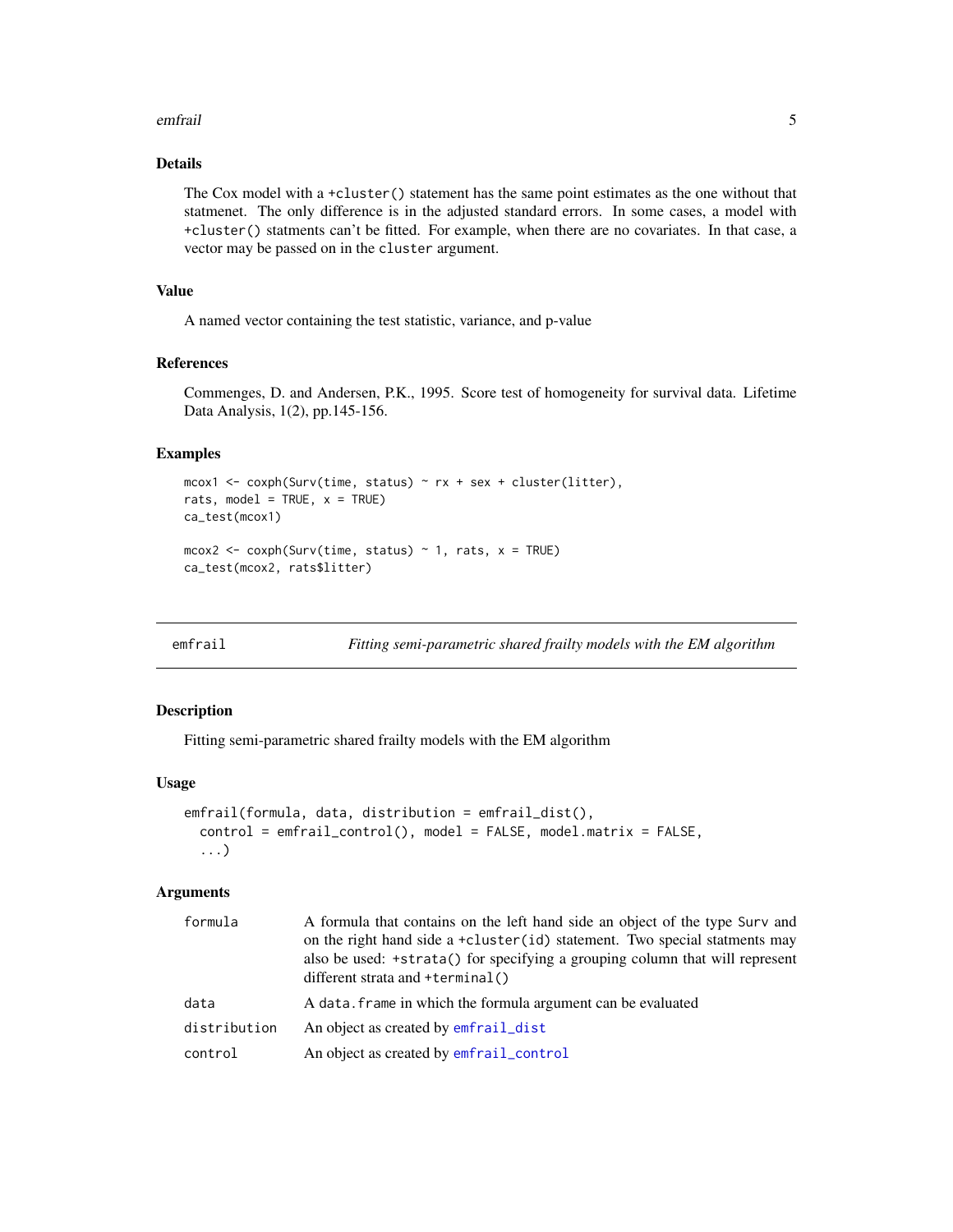### Details

The Cox model with a +cluster() statement has the same point estimates as the one without that statmenet. The only difference is in the adjusted standard errors. In some cases, a model with +cluster() statments can't be fitted. For example, when there are no covariates. In that case, a vector may be passed on in the cluster argument.

### Value

A named vector containing the test statistic, variance, and p-value

### References

Commenges, D. and Andersen, P.K., 1995. Score test of homogeneity for survival data. Lifetime Data Analysis, 1(2), pp.145-156.

### Examples

```
mcox1 <- coxph(Surv(time, status) ~ rx + sex + cluster(litter),
rats, model = TRUE, x = TRUE)
ca_test(mcox1)

mcox2 <- coxph(Surv(time, status) ~ 1, rats, x = TRUE)
ca_test(mcox2, rats$litter)
```

---

## emfrail — *Fitting semi-parametric shared frailty models with the EM algorithm*

### Description

Fitting semi-parametric shared frailty models with the EM algorithm

### Usage

```
emfrail(formula, data, distribution = emfrail_dist(),
  control = emfrail_control(), model = FALSE, model.matrix = FALSE,
  ...)
```

### Arguments

| | |
|---|---|
| formula | A formula that contains on the left hand side an object of the type Surv and on the right hand side a +cluster(id) statement. Two special statments may also be used: +strata() for specifying a grouping column that will represent different strata and +terminal() |
| data | A data.frame in which the formula argument can be evaluated |
| distribution | An object as created by emfrail_dist |
| control | An object as created by emfrail_control |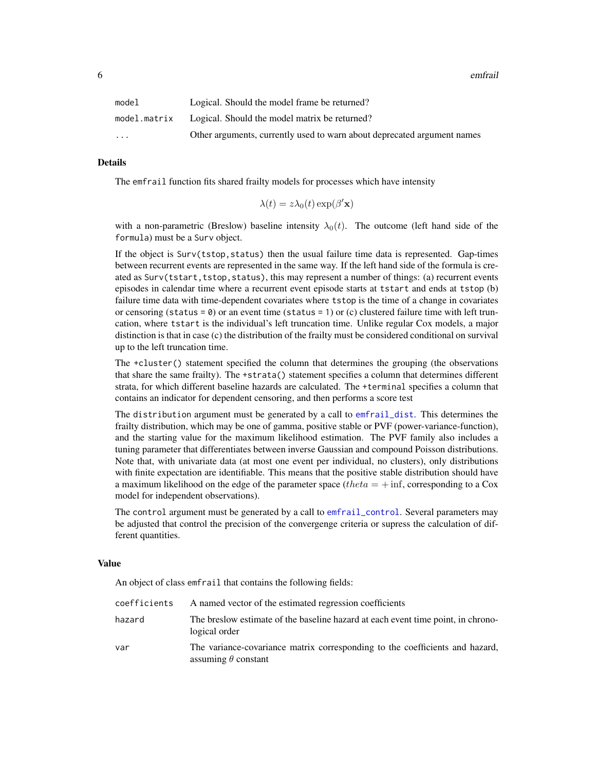| | |
|---|---|
| `model` | Logical. Should the model frame be returned? |
| `model.matrix` | Logical. Should the model matrix be returned? |
| `...` | Other arguments, currently used to warn about deprecated argument names |

## Details

The `emfrail` function fits shared frailty models for processes which have intensity

$$\lambda(t) = z\lambda_0(t)\exp(\beta'\mathbf{x})$$

with a non-parametric (Breslow) baseline intensity $\lambda_0(t)$. The outcome (left hand side of the `formula`) must be a `Surv` object.

If the object is `Surv(tstop,status)` then the usual failure time data is represented. Gap-times between recurrent events are represented in the same way. If the left hand side of the formula is created as `Surv(tstart,tstop,status)`, this may represent a number of things: (a) recurrent events episodes in calendar time where a recurrent event episode starts at `tstart` and ends at `tstop` (b) failure time data with time-dependent covariates where `tstop` is the time of a change in covariates or censoring (`status = 0`) or an event time (`status = 1`) or (c) clustered failure time with left truncation, where `tstart` is the individual's left truncation time. Unlike regular Cox models, a major distinction is that in case (c) the distribution of the frailty must be considered conditional on survival up to the left truncation time.

The `+cluster()` statement specified the column that determines the grouping (the observations that share the same frailty). The `+strata()` statement specifies a column that determines different strata, for which different baseline hazards are calculated. The `+terminal` specifies a column that contains an indicator for dependent censoring, and then performs a score test

The `distribution` argument must be generated by a call to `emfrail_dist`. This determines the frailty distribution, which may be one of gamma, positive stable or PVF (power-variance-function), and the starting value for the maximum likelihood estimation. The PVF family also includes a tuning parameter that differentiates between inverse Gaussian and compound Poisson distributions. Note that, with univariate data (at most one event per individual, no clusters), only distributions with finite expectation are identifiable. This means that the positive stable distribution should have a maximum likelihood on the edge of the parameter space ($theta = +\inf$, corresponding to a Cox model for independent observations).

The `control` argument must be generated by a call to `emfrail_control`. Several parameters may be adjusted that control the precision of the convergenge criteria or supress the calculation of different quantities.

## Value

An object of class `emfrail` that contains the following fields:

| | |
|---|---|
| `coefficients` | A named vector of the estimated regression coefficients |
| `hazard` | The breslow estimate of the baseline hazard at each event time point, in chronological order |
| `var` | The variance-covariance matrix corresponding to the coefficients and hazard, assuming $\theta$ constant |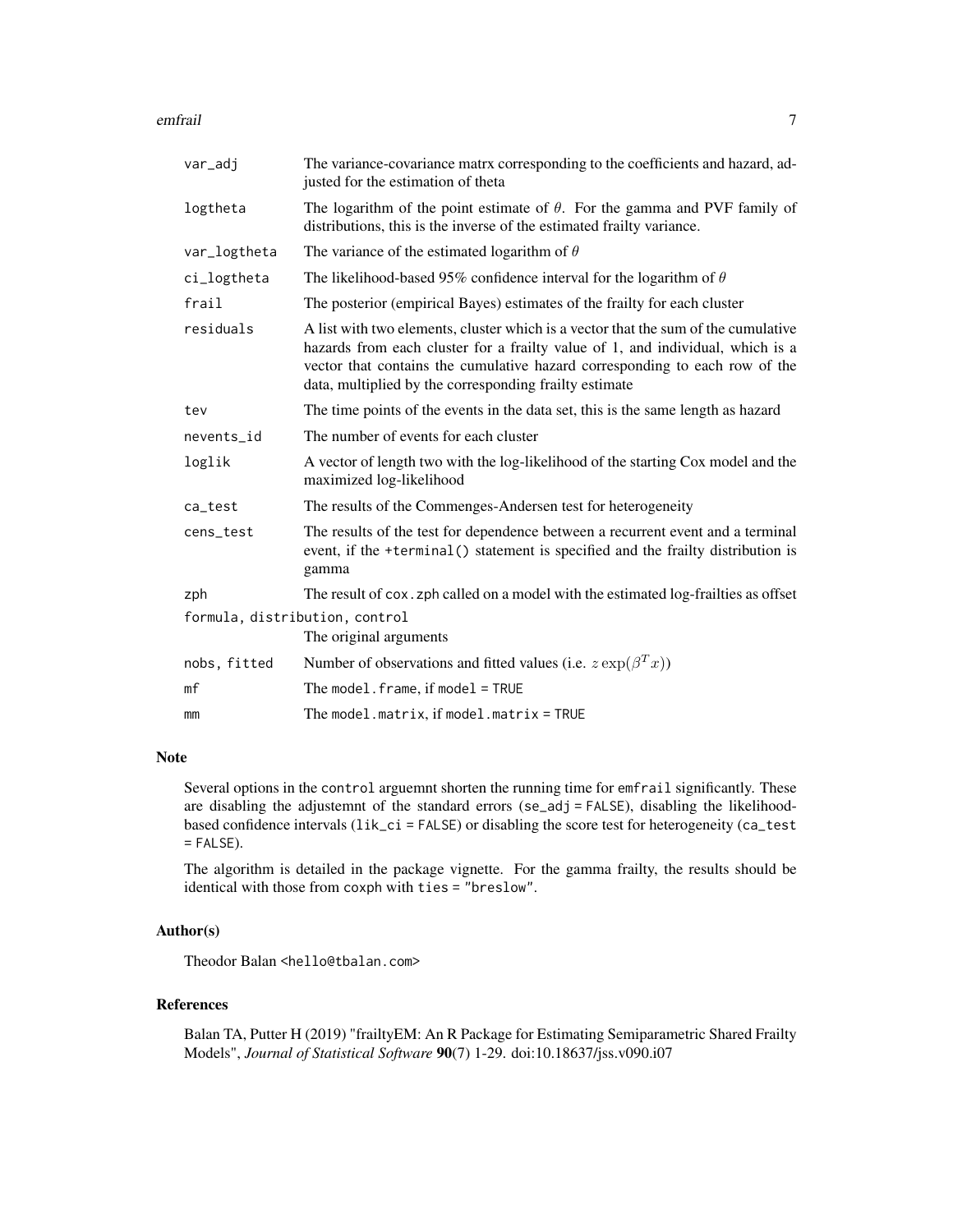| | |
|---|---|
| `var_adj` | The variance-covariance matrx corresponding to the coefficients and hazard, adjusted for the estimation of theta |
| `logtheta` | The logarithm of the point estimate of $\theta$. For the gamma and PVF family of distributions, this is the inverse of the estimated frailty variance. |
| `var_logtheta` | The variance of the estimated logarithm of $\theta$ |
| `ci_logtheta` | The likelihood-based 95% confidence interval for the logarithm of $\theta$ |
| `frail` | The posterior (empirical Bayes) estimates of the frailty for each cluster |
| `residuals` | A list with two elements, cluster which is a vector that the sum of the cumulative hazards from each cluster for a frailty value of 1, and individual, which is a vector that contains the cumulative hazard corresponding to each row of the data, multiplied by the corresponding frailty estimate |
| `tev` | The time points of the events in the data set, this is the same length as hazard |
| `nevents_id` | The number of events for each cluster |
| `loglik` | A vector of length two with the log-likelihood of the starting Cox model and the maximized log-likelihood |
| `ca_test` | The results of the Commenges-Andersen test for heterogeneity |
| `cens_test` | The results of the test for dependence between a recurrent event and a terminal event, if the `+terminal()` statement is specified and the frailty distribution is gamma |
| `zph` | The result of `cox.zph` called on a model with the estimated log-frailties as offset |
| `formula, distribution, control` | The original arguments |
| `nobs, fitted` | Number of observations and fitted values (i.e. $z \exp(\beta^T x)$) |
| `mf` | The `model.frame`, if `model = TRUE` |
| `mm` | The `model.matrix`, if `model.matrix = TRUE` |

## Note

Several options in the `control` arguemnt shorten the running time for `emfrail` significantly. These are disabling the adjustemnt of the standard errors (`se_adj = FALSE`), disabling the likelihood-based confidence intervals (`lik_ci = FALSE`) or disabling the score test for heterogeneity (`ca_test = FALSE`).

The algorithm is detailed in the package vignette. For the gamma frailty, the results should be identical with those from `coxph` with `ties = "breslow"`.

## Author(s)

Theodor Balan <hello@tbalan.com>

## References

Balan TA, Putter H (2019) "frailtyEM: An R Package for Estimating Semiparametric Shared Frailty Models", *Journal of Statistical Software* **90**(7) 1-29. doi:10.18637/jss.v090.i07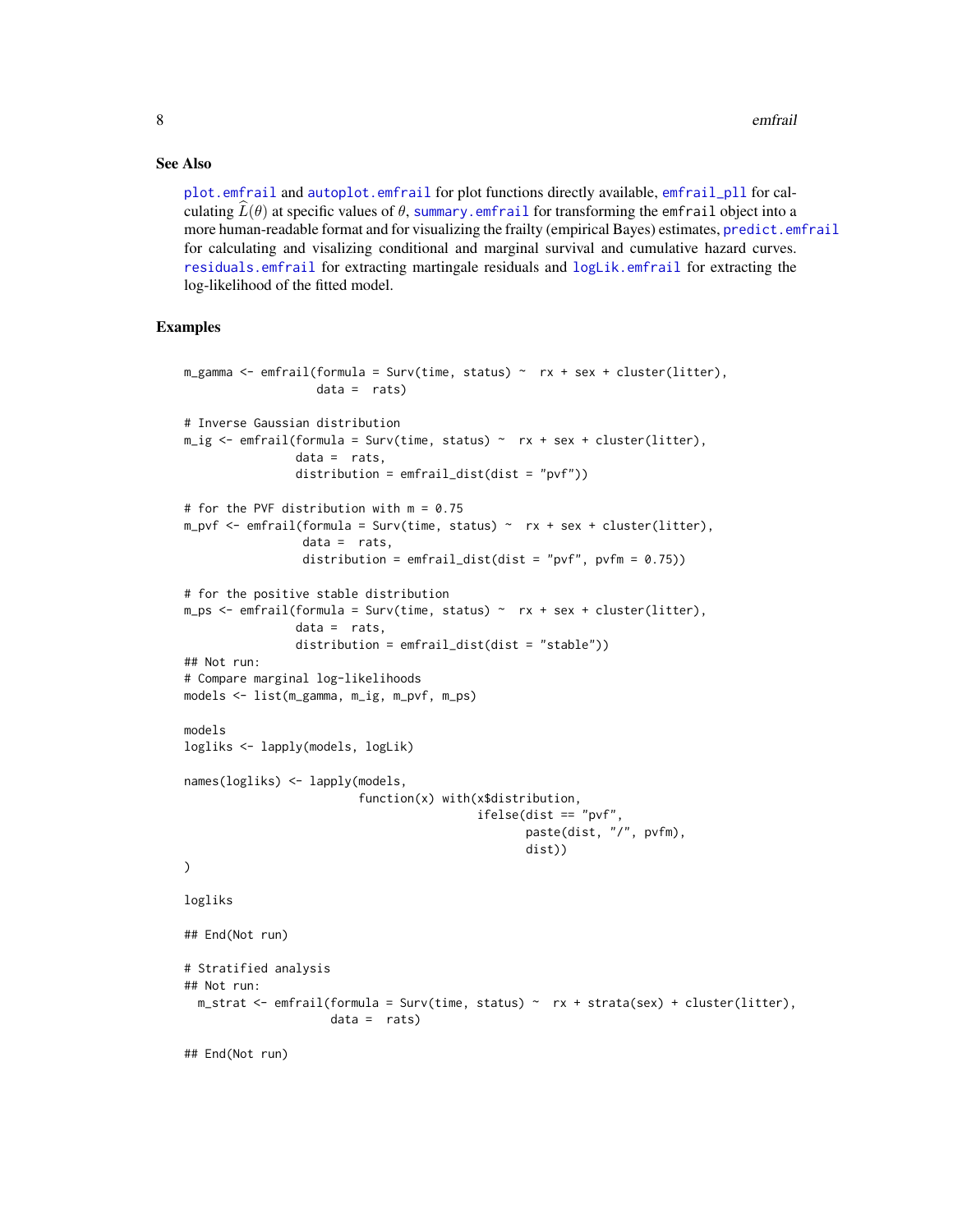### See Also

plot.emfrail and autoplot.emfrail for plot functions directly available, emfrail_pll for calculating $\widehat{L}(\theta)$ at specific values of $\theta$, summary.emfrail for transforming the emfrail object into a more human-readable format and for visualizing the frailty (empirical Bayes) estimates, predict.emfrail for calculating and visalizing conditional and marginal survival and cumulative hazard curves. residuals.emfrail for extracting martingale residuals and logLik.emfrail for extracting the log-likelihood of the fitted model.

### Examples

```
m_gamma <- emfrail(formula = Surv(time, status) ~  rx + sex + cluster(litter),
                   data =  rats)

# Inverse Gaussian distribution
m_ig <- emfrail(formula = Surv(time, status) ~  rx + sex + cluster(litter),
                data =  rats,
                distribution = emfrail_dist(dist = "pvf"))

# for the PVF distribution with m = 0.75
m_pvf <- emfrail(formula = Surv(time, status) ~  rx + sex + cluster(litter),
                 data =  rats,
                 distribution = emfrail_dist(dist = "pvf", pvfm = 0.75))

# for the positive stable distribution
m_ps <- emfrail(formula = Surv(time, status) ~  rx + sex + cluster(litter),
                data =  rats,
                distribution = emfrail_dist(dist = "stable"))
## Not run:
# Compare marginal log-likelihoods
models <- list(m_gamma, m_ig, m_pvf, m_ps)

models
logliks <- lapply(models, logLik)

names(logliks) <- lapply(models,
                         function(x) with(x$distribution,
                                          ifelse(dist == "pvf",
                                                 paste(dist, "/", pvfm),
                                                 dist))
)

logliks

## End(Not run)

# Stratified analysis
## Not run:
  m_strat <- emfrail(formula = Surv(time, status) ~  rx + strata(sex) + cluster(litter),
                     data =  rats)

## End(Not run)
```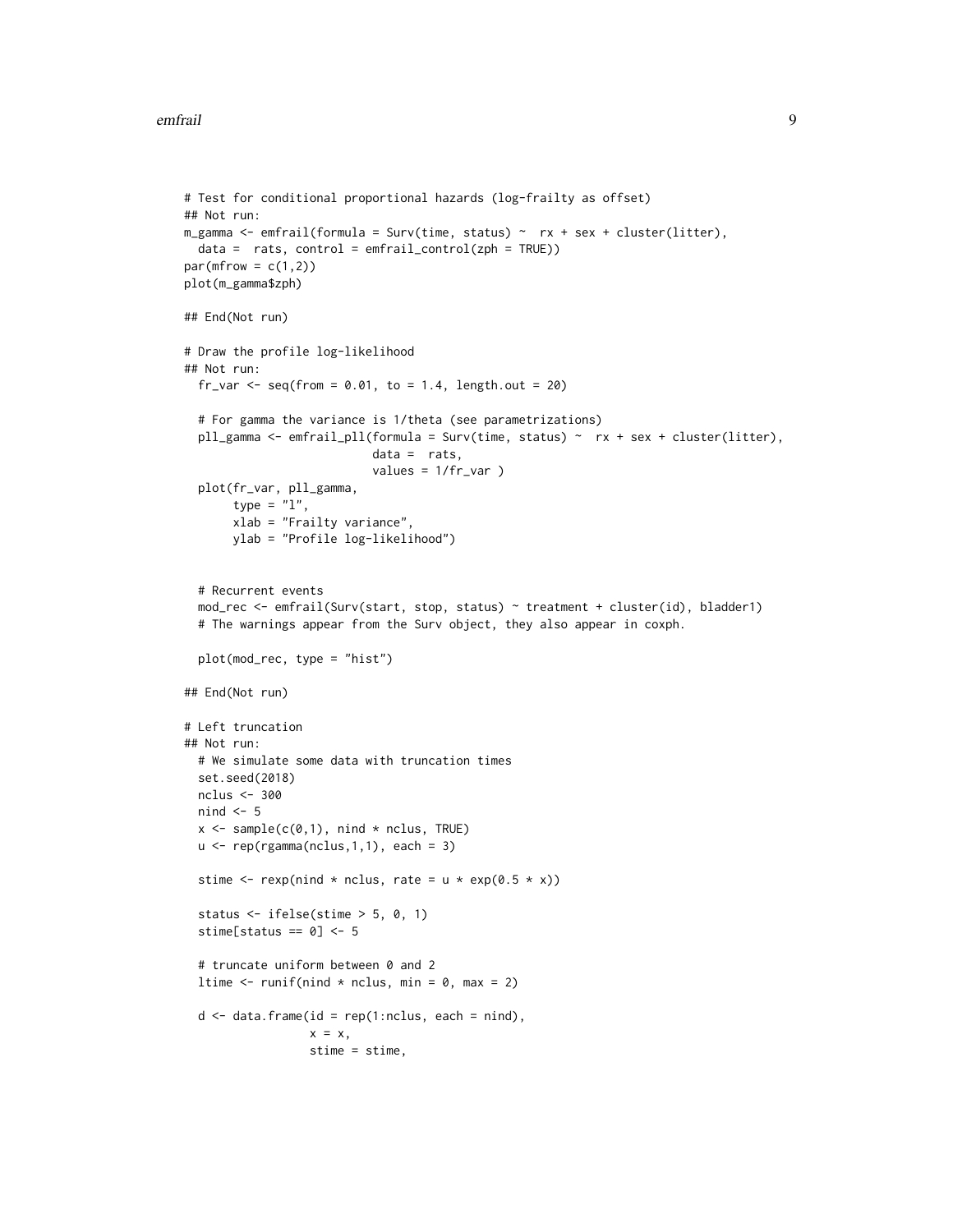```
# Test for conditional proportional hazards (log-frailty as offset)
## Not run:
m_gamma <- emfrail(formula = Surv(time, status) ~  rx + sex + cluster(litter),
  data =  rats, control = emfrail_control(zph = TRUE))
par(mfrow = c(1,2))
plot(m_gamma$zph)

## End(Not run)

# Draw the profile log-likelihood
## Not run:
  fr_var <- seq(from = 0.01, to = 1.4, length.out = 20)

  # For gamma the variance is 1/theta (see parametrizations)
  pll_gamma <- emfrail_pll(formula = Surv(time, status) ~  rx + sex + cluster(litter),
                         data =  rats,
                         values = 1/fr_var )
  plot(fr_var, pll_gamma,
       type = "l",
       xlab = "Frailty variance",
       ylab = "Profile log-likelihood")


  # Recurrent events
  mod_rec <- emfrail(Surv(start, stop, status) ~ treatment + cluster(id), bladder1)
  # The warnings appear from the Surv object, they also appear in coxph.

  plot(mod_rec, type = "hist")

## End(Not run)

# Left truncation
## Not run:
  # We simulate some data with truncation times
  set.seed(2018)
  nclus <- 300
  nind <- 5
  x <- sample(c(0,1), nind * nclus, TRUE)
  u <- rep(rgamma(nclus,1,1), each = 3)

  stime <- rexp(nind * nclus, rate = u * exp(0.5 * x))

  status <- ifelse(stime > 5, 0, 1)
  stime[status == 0] <- 5

  # truncate uniform between 0 and 2
  ltime <- runif(nind * nclus, min = 0, max = 2)

  d <- data.frame(id = rep(1:nclus, each = nind),
                  x = x,
                  stime = stime,
```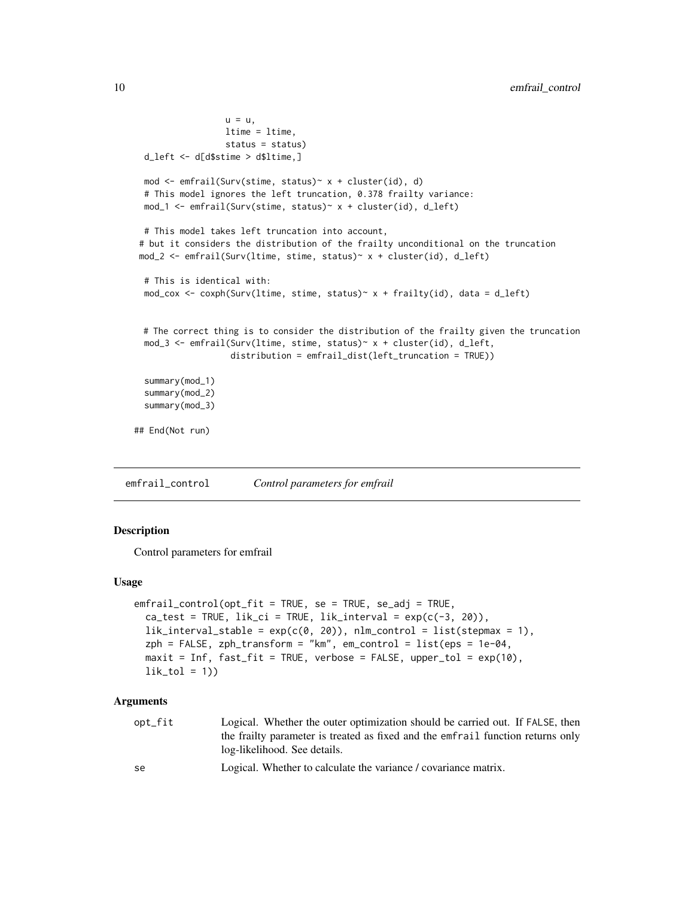```
                 u = u,
                 ltime = ltime,
                 status = status)
  d_left <- d[d$stime > d$ltime,]

  mod <- emfrail(Surv(stime, status)~ x + cluster(id), d)
  # This model ignores the left truncation, 0.378 frailty variance:
  mod_1 <- emfrail(Surv(stime, status)~ x + cluster(id), d_left)

  # This model takes left truncation into account,
 # but it considers the distribution of the frailty unconditional on the truncation
 mod_2 <- emfrail(Surv(ltime, stime, status)~ x + cluster(id), d_left)

  # This is identical with:
  mod_cox <- coxph(Surv(ltime, stime, status)~ x + frailty(id), data = d_left)


  # The correct thing is to consider the distribution of the frailty given the truncation
  mod_3 <- emfrail(Surv(ltime, stime, status)~ x + cluster(id), d_left,
                   distribution = emfrail_dist(left_truncation = TRUE))

  summary(mod_1)
  summary(mod_2)
  summary(mod_3)

## End(Not run)
```

## emfrail_control *Control parameters for emfrail*

### Description

Control parameters for emfrail

### Usage

```
emfrail_control(opt_fit = TRUE, se = TRUE, se_adj = TRUE,
  ca_test = TRUE, lik_ci = TRUE, lik_interval = exp(c(-3, 20)),
  lik_interval_stable = exp(c(0, 20)), nlm_control = list(stepmax = 1),
  zph = FALSE, zph_transform = "km", em_control = list(eps = 1e-04,
  maxit = Inf, fast_fit = TRUE, verbose = FALSE, upper_tol = exp(10),
  lik_tol = 1))
```

### Arguments

| | |
|---|---|
| opt_fit | Logical. Whether the outer optimization should be carried out. If FALSE, then the frailty parameter is treated as fixed and the emfrail function returns only log-likelihood. See details. |
| se | Logical. Whether to calculate the variance / covariance matrix. |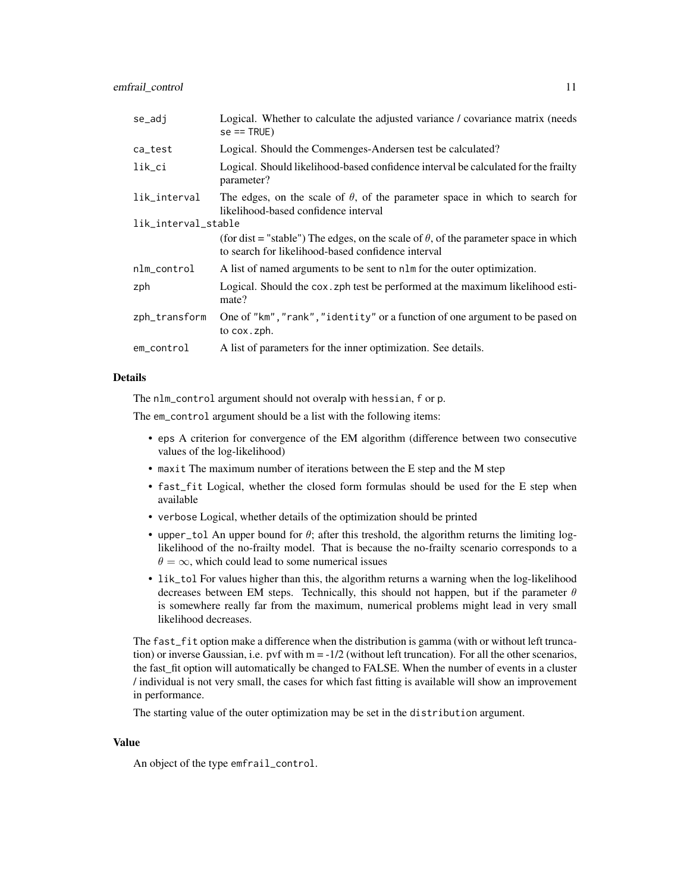| | |
|---|---|
| se_adj | Logical. Whether to calculate the adjusted variance / covariance matrix (needs se == TRUE) |
| ca_test | Logical. Should the Commenges-Andersen test be calculated? |
| lik_ci | Logical. Should likelihood-based confidence interval be calculated for the frailty parameter? |
| lik_interval | The edges, on the scale of $\theta$, of the parameter space in which to search for likelihood-based confidence interval |
| lik_interval_stable | (for dist = "stable") The edges, on the scale of $\theta$, of the parameter space in which to search for likelihood-based confidence interval |
| nlm_control | A list of named arguments to be sent to nlm for the outer optimization. |
| zph | Logical. Should the cox.zph test be performed at the maximum likelihood estimate? |
| zph_transform | One of "km","rank","identity" or a function of one argument to be pased on to cox.zph. |
| em_control | A list of parameters for the inner optimization. See details. |

## Details

The nlm_control argument should not overalp with hessian, f or p.

The em_control argument should be a list with the following items:

- eps A criterion for convergence of the EM algorithm (difference between two consecutive values of the log-likelihood)
- maxit The maximum number of iterations between the E step and the M step
- fast_fit Logical, whether the closed form formulas should be used for the E step when available
- verbose Logical, whether details of the optimization should be printed
- upper_tol An upper bound for $\theta$; after this treshold, the algorithm returns the limiting log-likelihood of the no-frailty model. That is because the no-frailty scenario corresponds to a $\theta = \infty$, which could lead to some numerical issues
- lik_tol For values higher than this, the algorithm returns a warning when the log-likelihood decreases between EM steps. Technically, this should not happen, but if the parameter $\theta$ is somewhere really far from the maximum, numerical problems might lead in very small likelihood decreases.

The fast_fit option make a difference when the distribution is gamma (with or without left truncation) or inverse Gaussian, i.e. pvf with m = -1/2 (without left truncation). For all the other scenarios, the fast_fit option will automatically be changed to FALSE. When the number of events in a cluster / individual is not very small, the cases for which fast fitting is available will show an improvement in performance.

The starting value of the outer optimization may be set in the distribution argument.

## Value

An object of the type emfrail_control.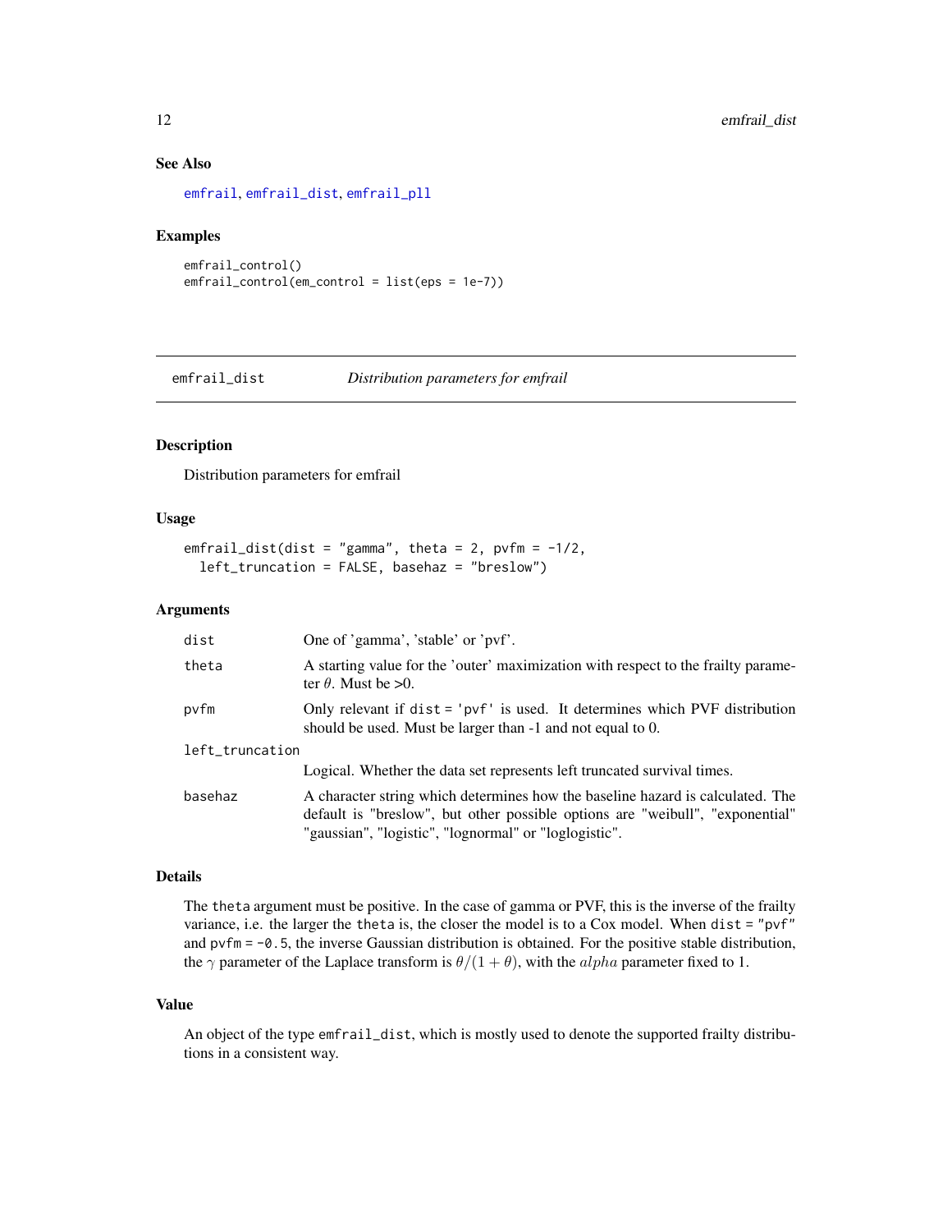### See Also

emfrail, emfrail_dist, emfrail_pll

### Examples

```
emfrail_control()
emfrail_control(em_control = list(eps = 1e-7))
```

## emfrail_dist — *Distribution parameters for emfrail*

### Description

Distribution parameters for emfrail

### Usage

```
emfrail_dist(dist = "gamma", theta = 2, pvfm = -1/2,
  left_truncation = FALSE, basehaz = "breslow")
```

### Arguments

| | |
|---|---|
| dist | One of 'gamma', 'stable' or 'pvf'. |
| theta | A starting value for the 'outer' maximization with respect to the frailty parameter $\theta$. Must be >0. |
| pvfm | Only relevant if `dist = 'pvf'` is used. It determines which PVF distribution should be used. Must be larger than -1 and not equal to 0. |
| left_truncation | Logical. Whether the data set represents left truncated survival times. |
| basehaz | A character string which determines how the baseline hazard is calculated. The default is "breslow", but other possible options are "weibull", "exponential" "gaussian", "logistic", "lognormal" or "loglogistic". |

### Details

The `theta` argument must be positive. In the case of gamma or PVF, this is the inverse of the frailty variance, i.e. the larger the `theta` is, the closer the model is to a Cox model. When `dist = "pvf"` and `pvfm = -0.5`, the inverse Gaussian distribution is obtained. For the positive stable distribution, the $\gamma$ parameter of the Laplace transform is $\theta/(1+\theta)$, with the $alpha$ parameter fixed to 1.

### Value

An object of the type `emfrail_dist`, which is mostly used to denote the supported frailty distributions in a consistent way.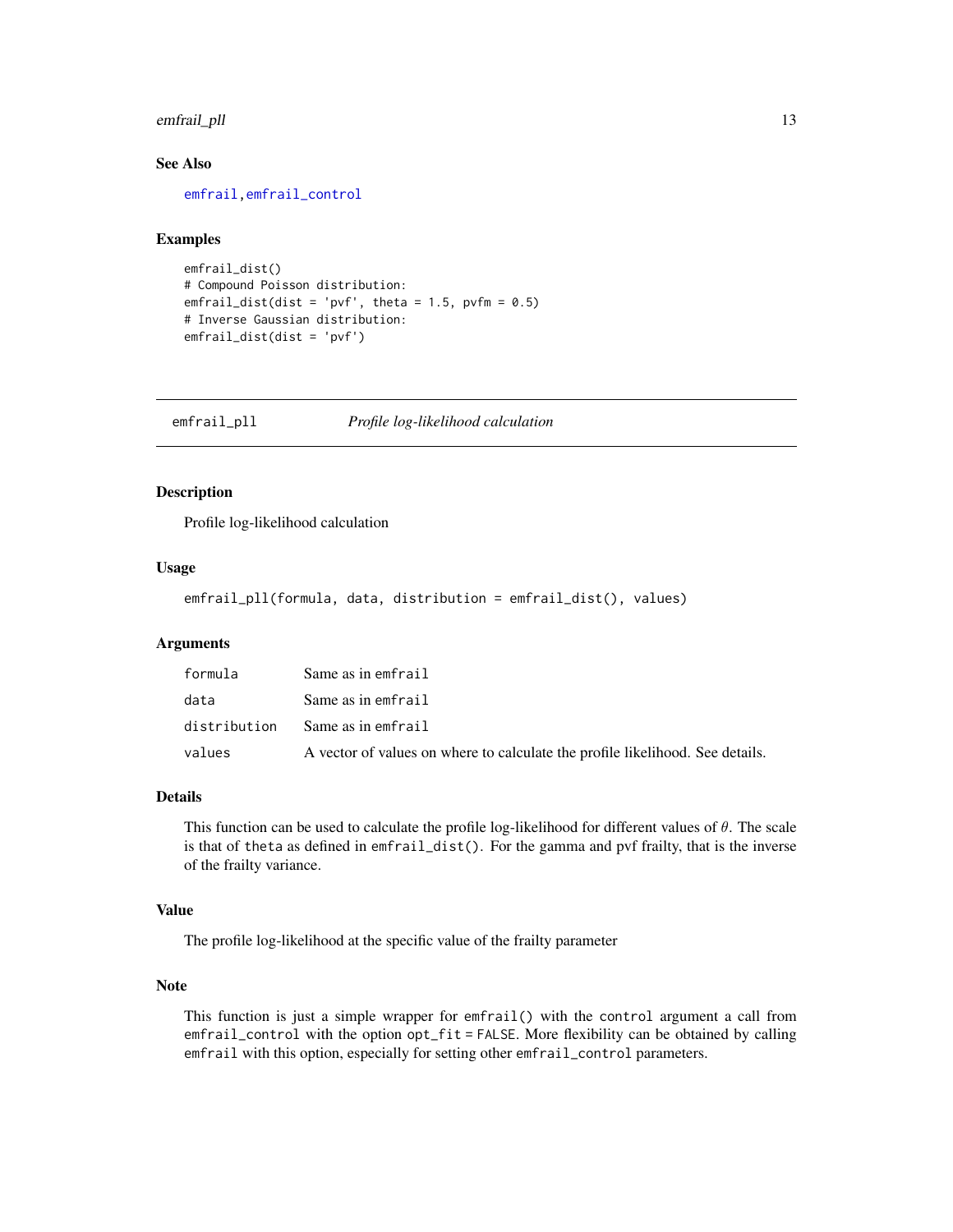### See Also

emfrail, emfrail_control

### Examples

```
emfrail_dist()
# Compound Poisson distribution:
emfrail_dist(dist = 'pvf', theta = 1.5, pvfm = 0.5)
# Inverse Gaussian distribution:
emfrail_dist(dist = 'pvf')
```

---

## emfrail_pll — *Profile log-likelihood calculation*

### Description

Profile log-likelihood calculation

### Usage

```
emfrail_pll(formula, data, distribution = emfrail_dist(), values)
```

### Arguments

| | |
|---|---|
| `formula` | Same as in `emfrail` |
| `data` | Same as in `emfrail` |
| `distribution` | Same as in `emfrail` |
| `values` | A vector of values on where to calculate the profile likelihood. See details. |

### Details

This function can be used to calculate the profile log-likelihood for different values of $\theta$. The scale is that of `theta` as defined in `emfrail_dist()`. For the gamma and pvf frailty, that is the inverse of the frailty variance.

### Value

The profile log-likelihood at the specific value of the frailty parameter

### Note

This function is just a simple wrapper for `emfrail()` with the `control` argument a call from `emfrail_control` with the option `opt_fit = FALSE`. More flexibility can be obtained by calling `emfrail` with this option, especially for setting other `emfrail_control` parameters.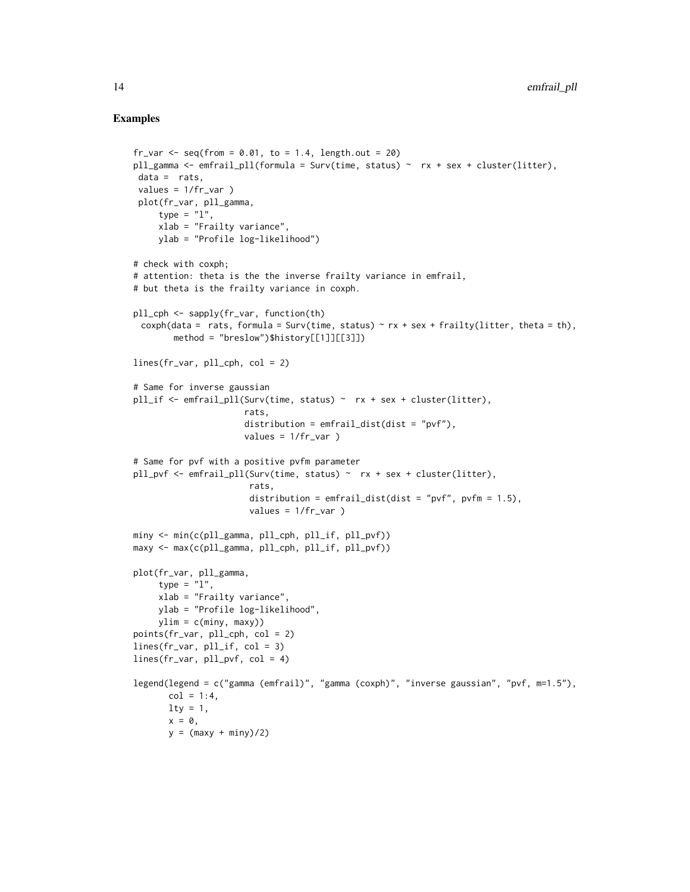## Examples

```
fr_var <- seq(from = 0.01, to = 1.4, length.out = 20)
pll_gamma <- emfrail_pll(formula = Surv(time, status) ~  rx + sex + cluster(litter),
 data =  rats,
 values = 1/fr_var )
 plot(fr_var, pll_gamma,
     type = "l",
     xlab = "Frailty variance",
     ylab = "Profile log-likelihood")

# check with coxph;
# attention: theta is the the inverse frailty variance in emfrail,
# but theta is the frailty variance in coxph.

pll_cph <- sapply(fr_var, function(th)
  coxph(data =  rats, formula = Surv(time, status) ~ rx + sex + frailty(litter, theta = th),
        method = "breslow")$history[[1]][[3]])

lines(fr_var, pll_cph, col = 2)

# Same for inverse gaussian
pll_if <- emfrail_pll(Surv(time, status) ~  rx + sex + cluster(litter),
                      rats,
                      distribution = emfrail_dist(dist = "pvf"),
                      values = 1/fr_var )

# Same for pvf with a positive pvfm parameter
pll_pvf <- emfrail_pll(Surv(time, status) ~  rx + sex + cluster(litter),
                       rats,
                       distribution = emfrail_dist(dist = "pvf", pvfm = 1.5),
                       values = 1/fr_var )

miny <- min(c(pll_gamma, pll_cph, pll_if, pll_pvf))
maxy <- max(c(pll_gamma, pll_cph, pll_if, pll_pvf))

plot(fr_var, pll_gamma,
     type = "l",
     xlab = "Frailty variance",
     ylab = "Profile log-likelihood",
     ylim = c(miny, maxy))
points(fr_var, pll_cph, col = 2)
lines(fr_var, pll_if, col = 3)
lines(fr_var, pll_pvf, col = 4)

legend(legend = c("gamma (emfrail)", "gamma (coxph)", "inverse gaussian", "pvf, m=1.5"),
       col = 1:4,
       lty = 1,
       x = 0,
       y = (maxy + miny)/2)
```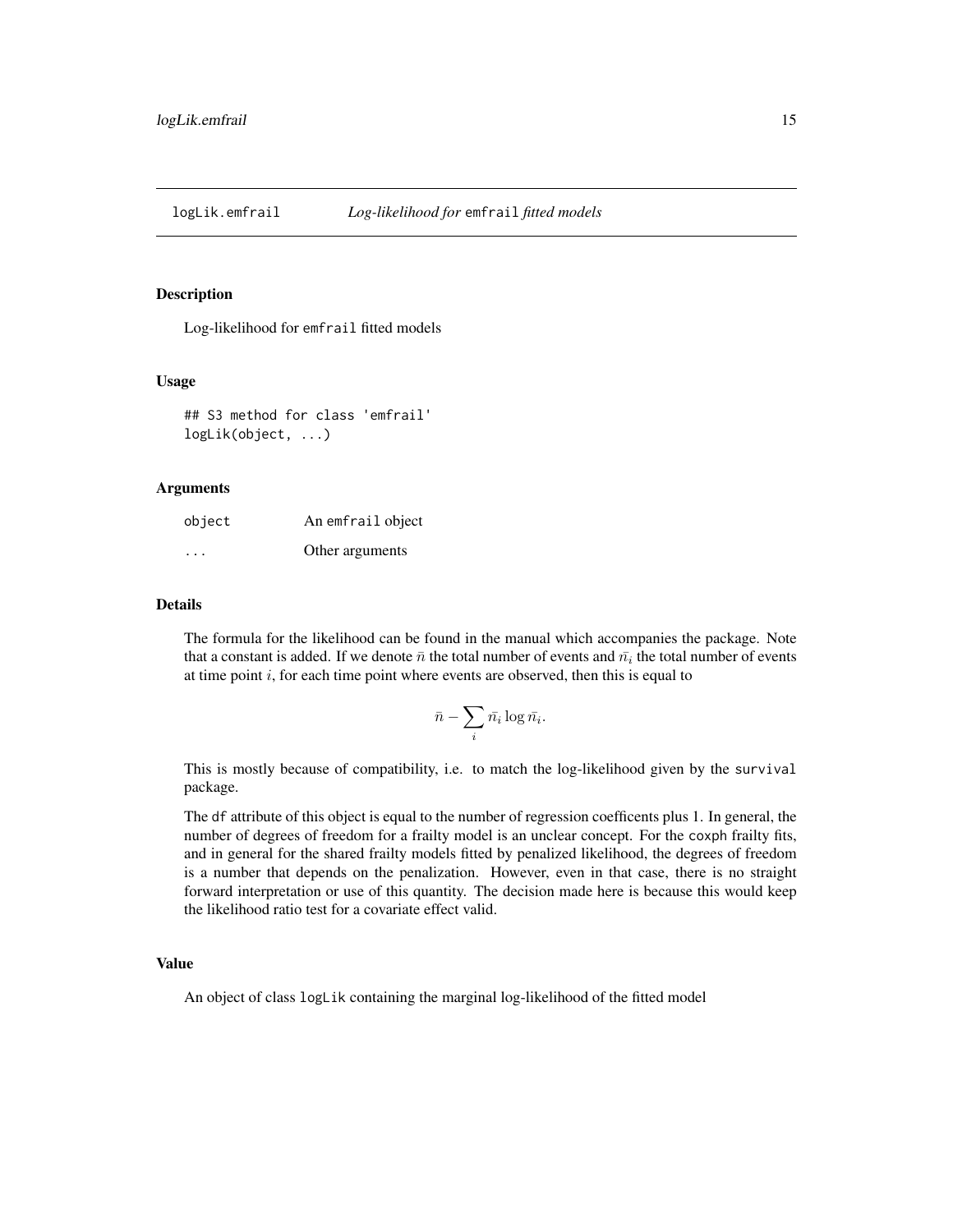# logLik.emfrail — *Log-likelihood for* `emfrail` *fitted models*

## Description

Log-likelihood for `emfrail` fitted models

## Usage

```
## S3 method for class 'emfrail'
logLik(object, ...)
```

## Arguments

| | |
|---|---|
| `object` | An `emfrail` object |
| `...` | Other arguments |

## Details

The formula for the likelihood can be found in the manual which accompanies the package. Note that a constant is added. If we denote $\bar{n}$ the total number of events and $\bar{n_i}$ the total number of events at time point $i$, for each time point where events are observed, then this is equal to

$$\bar{n} - \sum_i \bar{n_i} \log \bar{n_i}.$$

This is mostly because of compatibility, i.e. to match the log-likelihood given by the `survival` package.

The `df` attribute of this object is equal to the number of regression coefficents plus 1. In general, the number of degrees of freedom for a frailty model is an unclear concept. For the `coxph` frailty fits, and in general for the shared frailty models fitted by penalized likelihood, the degrees of freedom is a number that depends on the penalization. However, even in that case, there is no straight forward interpretation or use of this quantity. The decision made here is because this would keep the likelihood ratio test for a covariate effect valid.

## Value

An object of class `logLik` containing the marginal log-likelihood of the fitted model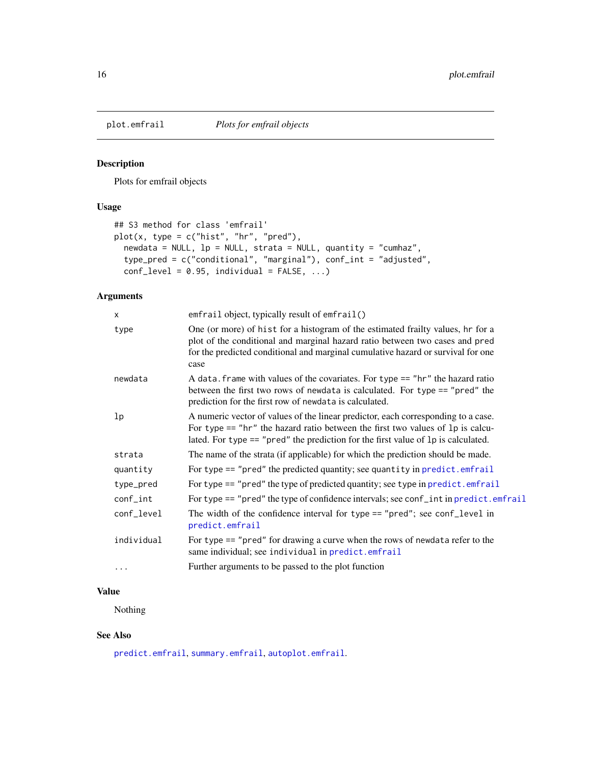plot.emfrail — *Plots for emfrail objects*

## Description

Plots for emfrail objects

## Usage

```
## S3 method for class 'emfrail'
plot(x, type = c("hist", "hr", "pred"),
  newdata = NULL, lp = NULL, strata = NULL, quantity = "cumhaz",
  type_pred = c("conditional", "marginal"), conf_int = "adjusted",
  conf_level = 0.95, individual = FALSE, ...)
```

## Arguments

| Argument | Description |
|---|---|
| `x` | `emfrail` object, typically result of `emfrail()` |
| `type` | One (or more) of `hist` for a histogram of the estimated frailty values, `hr` for a plot of the conditional and marginal hazard ratio between two cases and `pred` for the predicted conditional and marginal cumulative hazard or survival for one case |
| `newdata` | A `data.frame` with values of the covariates. For `type == "hr"` the hazard ratio between the first two rows of `newdata` is calculated. For `type == "pred"` the prediction for the first row of `newdata` is calculated. |
| `lp` | A numeric vector of values of the linear predictor, each corresponding to a case. For `type == "hr"` the hazard ratio between the first two values of `lp` is calculated. For `type == "pred"` the prediction for the first value of `lp` is calculated. |
| `strata` | The name of the strata (if applicable) for which the prediction should be made. |
| `quantity` | For `type == "pred"` the predicted quantity; see `quantity` in `predict.emfrail` |
| `type_pred` | For `type == "pred"` the type of predicted quantity; see `type` in `predict.emfrail` |
| `conf_int` | For `type == "pred"` the type of confidence intervals; see `conf_int` in `predict.emfrail` |
| `conf_level` | The width of the confidence interval for `type == "pred"`; see `conf_level` in `predict.emfrail` |
| `individual` | For `type == "pred"` for drawing a curve when the rows of `newdata` refer to the same individual; see `individual` in `predict.emfrail` |
| `...` | Further arguments to be passed to the plot function |

## Value

Nothing

## See Also

`predict.emfrail`, `summary.emfrail`, `autoplot.emfrail`.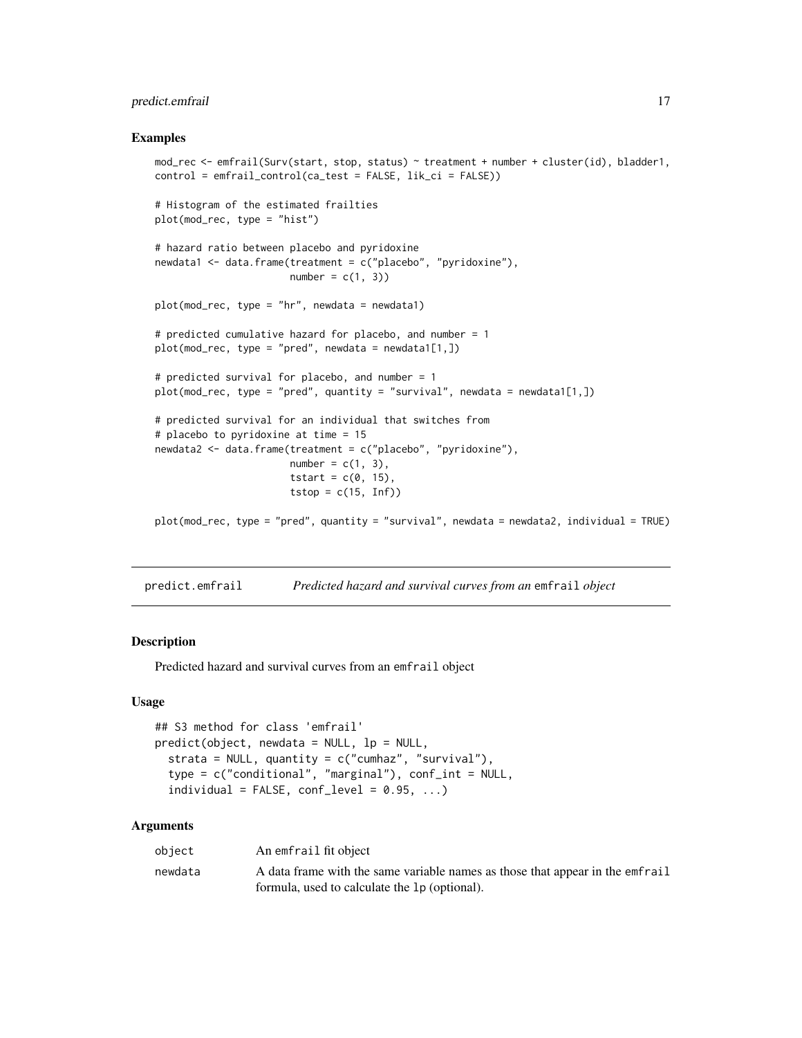## Examples

```
mod_rec <- emfrail(Surv(start, stop, status) ~ treatment + number + cluster(id), bladder1,
control = emfrail_control(ca_test = FALSE, lik_ci = FALSE))

# Histogram of the estimated frailties
plot(mod_rec, type = "hist")

# hazard ratio between placebo and pyridoxine
newdata1 <- data.frame(treatment = c("placebo", "pyridoxine"),
                       number = c(1, 3))

plot(mod_rec, type = "hr", newdata = newdata1)

# predicted cumulative hazard for placebo, and number = 1
plot(mod_rec, type = "pred", newdata = newdata1[1,])

# predicted survival for placebo, and number = 1
plot(mod_rec, type = "pred", quantity = "survival", newdata = newdata1[1,])

# predicted survival for an individual that switches from
# placebo to pyridoxine at time = 15
newdata2 <- data.frame(treatment = c("placebo", "pyridoxine"),
                       number = c(1, 3),
                       tstart = c(0, 15),
                       tstop = c(15, Inf))

plot(mod_rec, type = "pred", quantity = "survival", newdata = newdata2, individual = TRUE)
```

---

# predict.emfrail — *Predicted hazard and survival curves from an* `emfrail` *object*

## Description

Predicted hazard and survival curves from an `emfrail` object

## Usage

```
## S3 method for class 'emfrail'
predict(object, newdata = NULL, lp = NULL,
  strata = NULL, quantity = c("cumhaz", "survival"),
  type = c("conditional", "marginal"), conf_int = NULL,
  individual = FALSE, conf_level = 0.95, ...)
```

## Arguments

| | |
|---|---|
| `object` | An `emfrail` fit object |
| `newdata` | A data frame with the same variable names as those that appear in the `emfrail` formula, used to calculate the `lp` (optional). |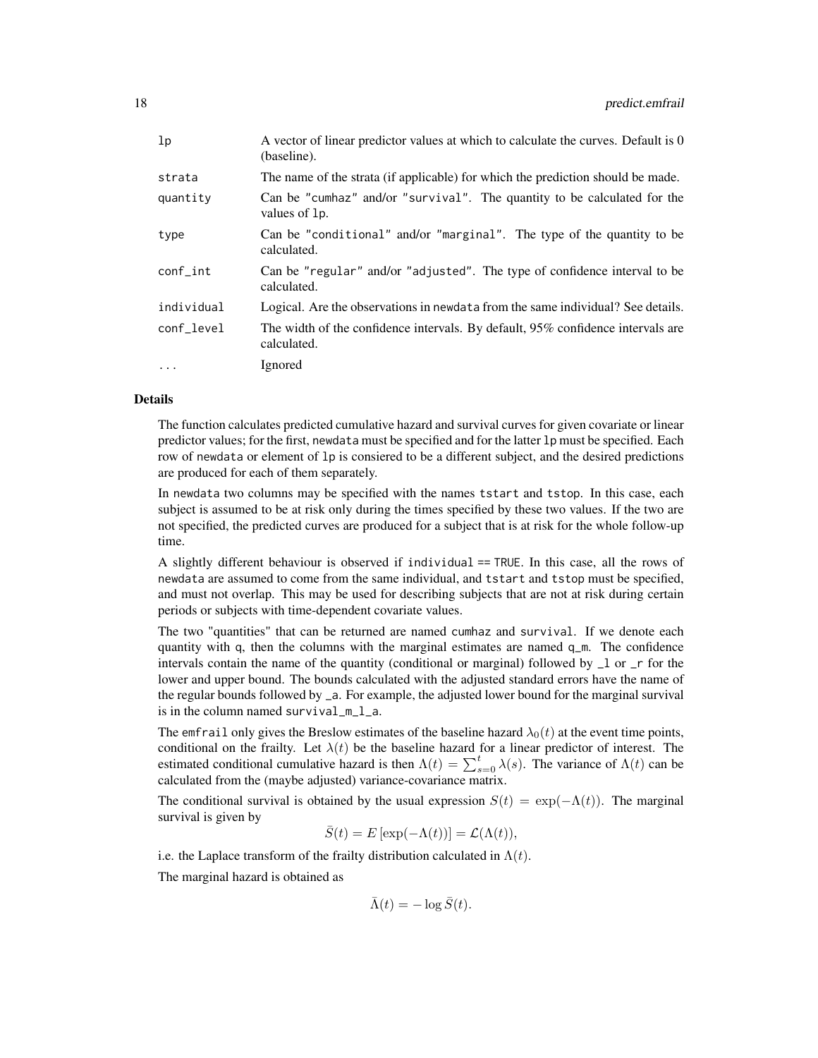| | |
|---|---|
| lp | A vector of linear predictor values at which to calculate the curves. Default is 0 (baseline). |
| strata | The name of the strata (if applicable) for which the prediction should be made. |
| quantity | Can be "cumhaz" and/or "survival". The quantity to be calculated for the values of lp. |
| type | Can be "conditional" and/or "marginal". The type of the quantity to be calculated. |
| conf_int | Can be "regular" and/or "adjusted". The type of confidence interval to be calculated. |
| individual | Logical. Are the observations in newdata from the same individual? See details. |
| conf_level | The width of the confidence intervals. By default, 95% confidence intervals are calculated. |
| ... | Ignored |

## Details

The function calculates predicted cumulative hazard and survival curves for given covariate or linear predictor values; for the first, newdata must be specified and for the latter lp must be specified. Each row of newdata or element of lp is consiered to be a different subject, and the desired predictions are produced for each of them separately.

In newdata two columns may be specified with the names tstart and tstop. In this case, each subject is assumed to be at risk only during the times specified by these two values. If the two are not specified, the predicted curves are produced for a subject that is at risk for the whole follow-up time.

A slightly different behaviour is observed if individual == TRUE. In this case, all the rows of newdata are assumed to come from the same individual, and tstart and tstop must be specified, and must not overlap. This may be used for describing subjects that are not at risk during certain periods or subjects with time-dependent covariate values.

The two "quantities" that can be returned are named cumhaz and survival. If we denote each quantity with q, then the columns with the marginal estimates are named q_m. The confidence intervals contain the name of the quantity (conditional or marginal) followed by _l or _r for the lower and upper bound. The bounds calculated with the adjusted standard errors have the name of the regular bounds followed by _a. For example, the adjusted lower bound for the marginal survival is in the column named survival_m_l_a.

The emfrail only gives the Breslow estimates of the baseline hazard $\lambda_0(t)$ at the event time points, conditional on the frailty. Let $\lambda(t)$ be the baseline hazard for a linear predictor of interest. The estimated conditional cumulative hazard is then $\Lambda(t) = \sum_{s=0}^{t} \lambda(s)$. The variance of $\Lambda(t)$ can be calculated from the (maybe adjusted) variance-covariance matrix.

The conditional survival is obtained by the usual expression $S(t) = \exp(-\Lambda(t))$. The marginal survival is given by

$$\bar{S}(t) = E\left[\exp(-\Lambda(t))\right] = \mathcal{L}(\Lambda(t)),$$

i.e. the Laplace transform of the frailty distribution calculated in $\Lambda(t)$.

The marginal hazard is obtained as

$$\bar{\Lambda}(t) = -\log \bar{S}(t).$$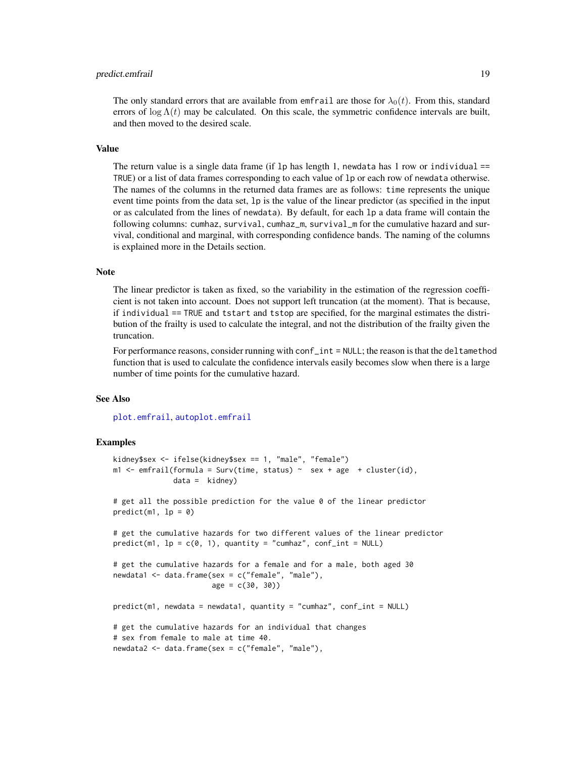The only standard errors that are available from emfrail are those for $\lambda_0(t)$. From this, standard errors of $\log \Lambda(t)$ may be calculated. On this scale, the symmetric confidence intervals are built, and then moved to the desired scale.

## Value

The return value is a single data frame (if lp has length 1, newdata has 1 row or individual == TRUE) or a list of data frames corresponding to each value of lp or each row of newdata otherwise. The names of the columns in the returned data frames are as follows: time represents the unique event time points from the data set, lp is the value of the linear predictor (as specified in the input or as calculated from the lines of newdata). By default, for each lp a data frame will contain the following columns: cumhaz, survival, cumhaz_m, survival_m for the cumulative hazard and survival, conditional and marginal, with corresponding confidence bands. The naming of the columns is explained more in the Details section.

## Note

The linear predictor is taken as fixed, so the variability in the estimation of the regression coefficient is not taken into account. Does not support left truncation (at the moment). That is because, if individual == TRUE and tstart and tstop are specified, for the marginal estimates the distribution of the frailty is used to calculate the integral, and not the distribution of the frailty given the truncation.

For performance reasons, consider running with conf_int = NULL; the reason is that the deltamethod function that is used to calculate the confidence intervals easily becomes slow when there is a large number of time points for the cumulative hazard.

## See Also

plot.emfrail, autoplot.emfrail

## Examples

```
kidney$sex <- ifelse(kidney$sex == 1, "male", "female")
m1 <- emfrail(formula = Surv(time, status) ~  sex + age  + cluster(id),
              data =  kidney)

# get all the possible prediction for the value 0 of the linear predictor
predict(m1, lp = 0)

# get the cumulative hazards for two different values of the linear predictor
predict(m1, lp = c(0, 1), quantity = "cumhaz", conf_int = NULL)

# get the cumulative hazards for a female and for a male, both aged 30
newdata1 <- data.frame(sex = c("female", "male"),
                       age = c(30, 30))

predict(m1, newdata = newdata1, quantity = "cumhaz", conf_int = NULL)

# get the cumulative hazards for an individual that changes
# sex from female to male at time 40.
newdata2 <- data.frame(sex = c("female", "male"),
```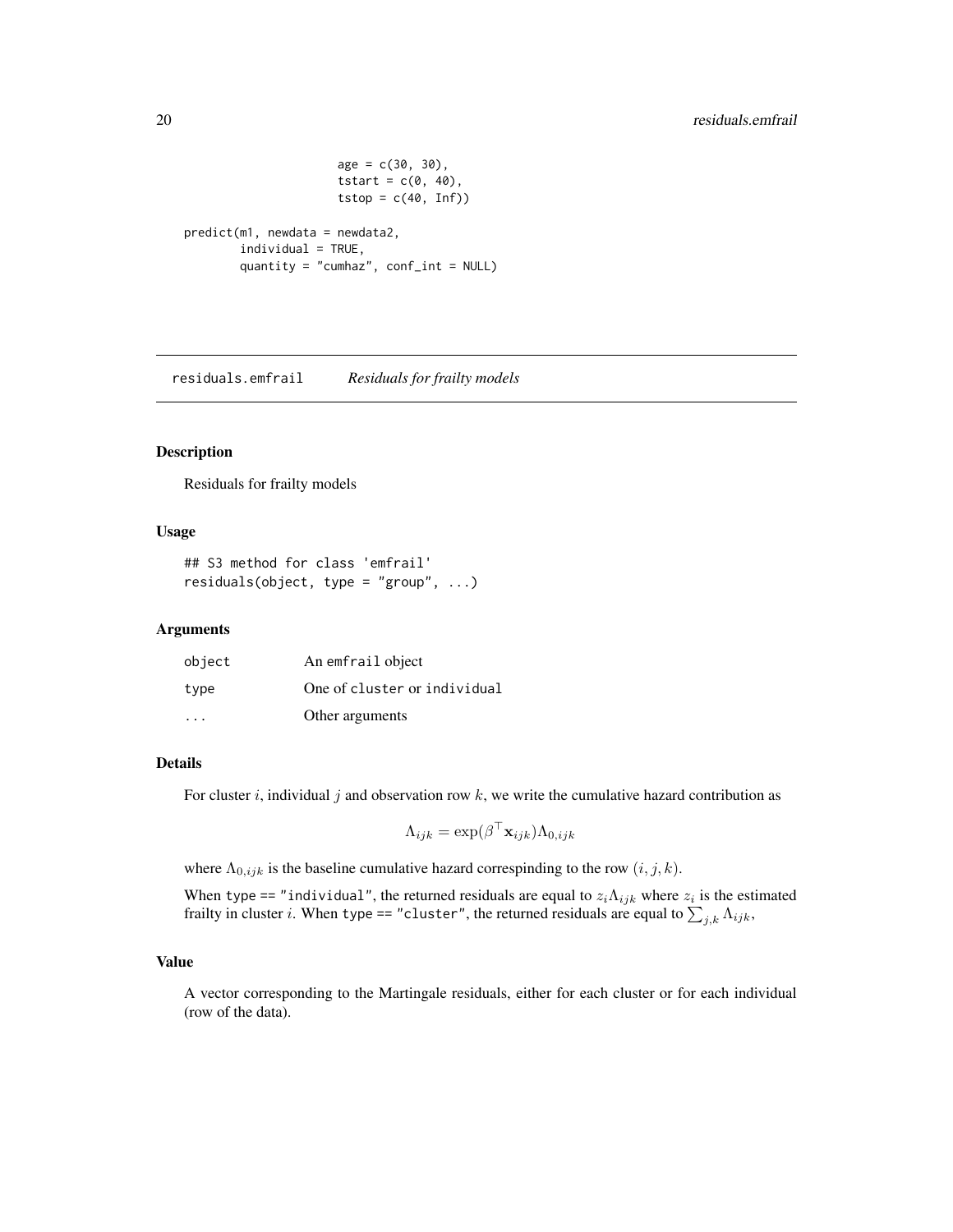```
                    age = c(30, 30),
                    tstart = c(0, 40),
                    tstop = c(40, Inf))

predict(m1, newdata = newdata2,
        individual = TRUE,
        quantity = "cumhaz", conf_int = NULL)
```

## residuals.emfrail *Residuals for frailty models*

### Description

Residuals for frailty models

### Usage

```
## S3 method for class 'emfrail'
residuals(object, type = "group", ...)
```

### Arguments

| | |
|---|---|
| object | An emfrail object |
| type | One of cluster or individual |
| ... | Other arguments |

### Details

For cluster $i$, individual $j$ and observation row $k$, we write the cumulative hazard contribution as

$$\Lambda_{ijk} = \exp(\beta^\top \mathbf{x}_{ijk}) \Lambda_{0,ijk}$$

where $\Lambda_{0,ijk}$ is the baseline cumulative hazard correspinding to the row $(i, j, k)$.

When type == "individual", the returned residuals are equal to $z_i \Lambda_{ijk}$ where $z_i$ is the estimated frailty in cluster $i$. When type == "cluster", the returned residuals are equal to $\sum_{j,k} \Lambda_{ijk}$,

### Value

A vector corresponding to the Martingale residuals, either for each cluster or for each individual (row of the data).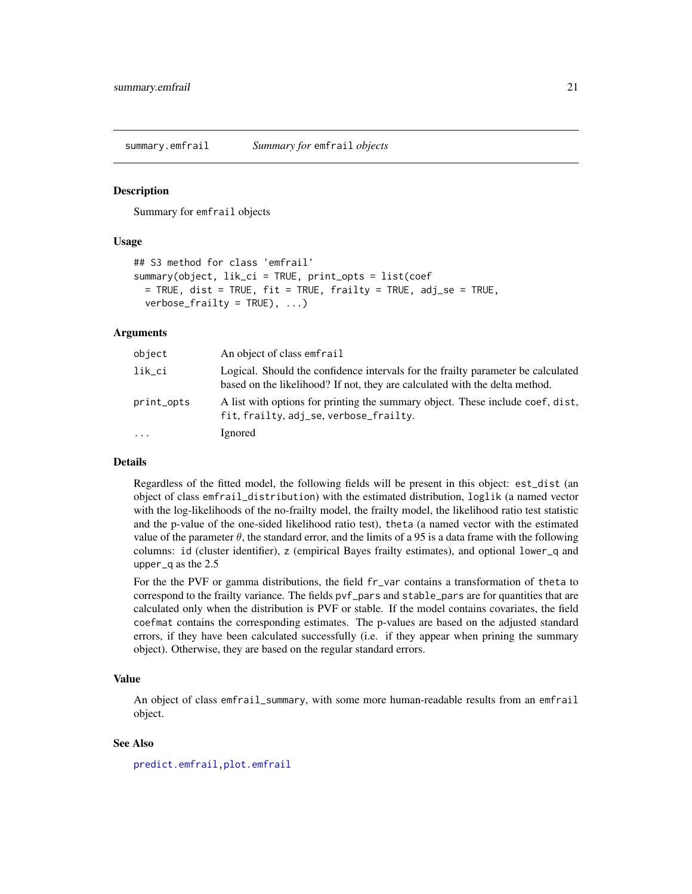summary.emfrail — *Summary for* `emfrail` *objects*

## Description

Summary for `emfrail` objects

## Usage

```
## S3 method for class 'emfrail'
summary(object, lik_ci = TRUE, print_opts = list(coef
  = TRUE, dist = TRUE, fit = TRUE, frailty = TRUE, adj_se = TRUE,
  verbose_frailty = TRUE), ...)
```

## Arguments

| | |
|---|---|
| `object` | An object of class `emfrail` |
| `lik_ci` | Logical. Should the confidence intervals for the frailty parameter be calculated based on the likelihood? If not, they are calculated with the delta method. |
| `print_opts` | A list with options for printing the summary object. These include `coef`, `dist`, `fit`, `frailty`, `adj_se`, `verbose_frailty`. |
| `...` | Ignored |

## Details

Regardless of the fitted model, the following fields will be present in this object: `est_dist` (an object of class `emfrail_distribution`) with the estimated distribution, `loglik` (a named vector with the log-likelihoods of the no-frailty model, the frailty model, the likelihood ratio test statistic and the p-value of the one-sided likelihood ratio test), `theta` (a named vector with the estimated value of the parameter $\theta$, the standard error, and the limits of a 95 is a data frame with the following columns: `id` (cluster identifier), `z` (empirical Bayes frailty estimates), and optional `lower_q` and `upper_q` as the 2.5

For the the PVF or gamma distributions, the field `fr_var` contains a transformation of `theta` to correspond to the frailty variance. The fields `pvf_pars` and `stable_pars` are for quantities that are calculated only when the distribution is PVF or stable. If the model contains covariates, the field `coefmat` contains the corresponding estimates. The p-values are based on the adjusted standard errors, if they have been calculated successfully (i.e. if they appear when prining the summary object). Otherwise, they are based on the regular standard errors.

## Value

An object of class `emfrail_summary`, with some more human-readable results from an `emfrail` object.

## See Also

`predict.emfrail`, `plot.emfrail`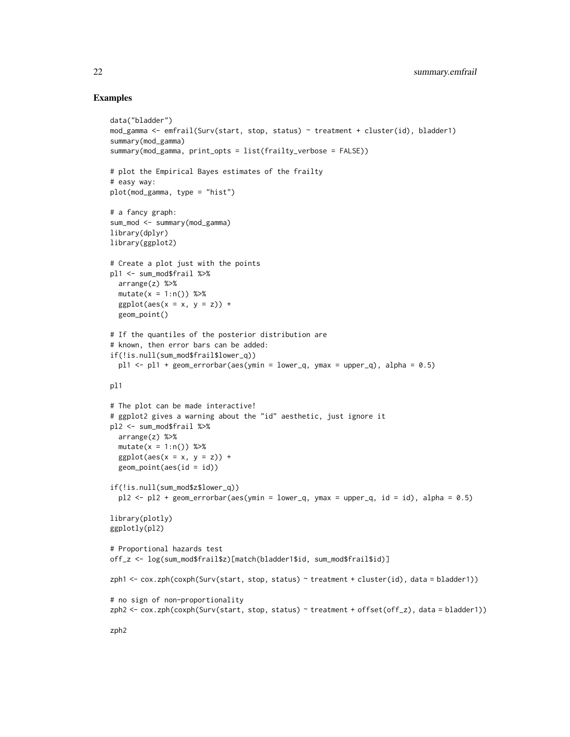## Examples

```
data("bladder")
mod_gamma <- emfrail(Surv(start, stop, status) ~ treatment + cluster(id), bladder1)
summary(mod_gamma)
summary(mod_gamma, print_opts = list(frailty_verbose = FALSE))

# plot the Empirical Bayes estimates of the frailty
# easy way:
plot(mod_gamma, type = "hist")

# a fancy graph:
sum_mod <- summary(mod_gamma)
library(dplyr)
library(ggplot2)

# Create a plot just with the points
pl1 <- sum_mod$frail %>%
  arrange(z) %>%
  mutate(x = 1:n()) %>%
  ggplot(aes(x = x, y = z)) +
  geom_point()

# If the quantiles of the posterior distribution are
# known, then error bars can be added:
if(!is.null(sum_mod$frail$lower_q))
  pl1 <- pl1 + geom_errorbar(aes(ymin = lower_q, ymax = upper_q), alpha = 0.5)

pl1

# The plot can be made interactive!
# ggplot2 gives a warning about the "id" aesthetic, just ignore it
pl2 <- sum_mod$frail %>%
  arrange(z) %>%
  mutate(x = 1:n()) %>%
  ggplot(aes(x = x, y = z)) +
  geom_point(aes(id = id))

if(!is.null(sum_mod$z$lower_q))
  pl2 <- pl2 + geom_errorbar(aes(ymin = lower_q, ymax = upper_q, id = id), alpha = 0.5)

library(plotly)
ggplotly(pl2)

# Proportional hazards test
off_z <- log(sum_mod$frail$z)[match(bladder1$id, sum_mod$frail$id)]

zph1 <- cox.zph(coxph(Surv(start, stop, status) ~ treatment + cluster(id), data = bladder1))

# no sign of non-proportionality
zph2 <- cox.zph(coxph(Surv(start, stop, status) ~ treatment + offset(off_z), data = bladder1))

zph2
```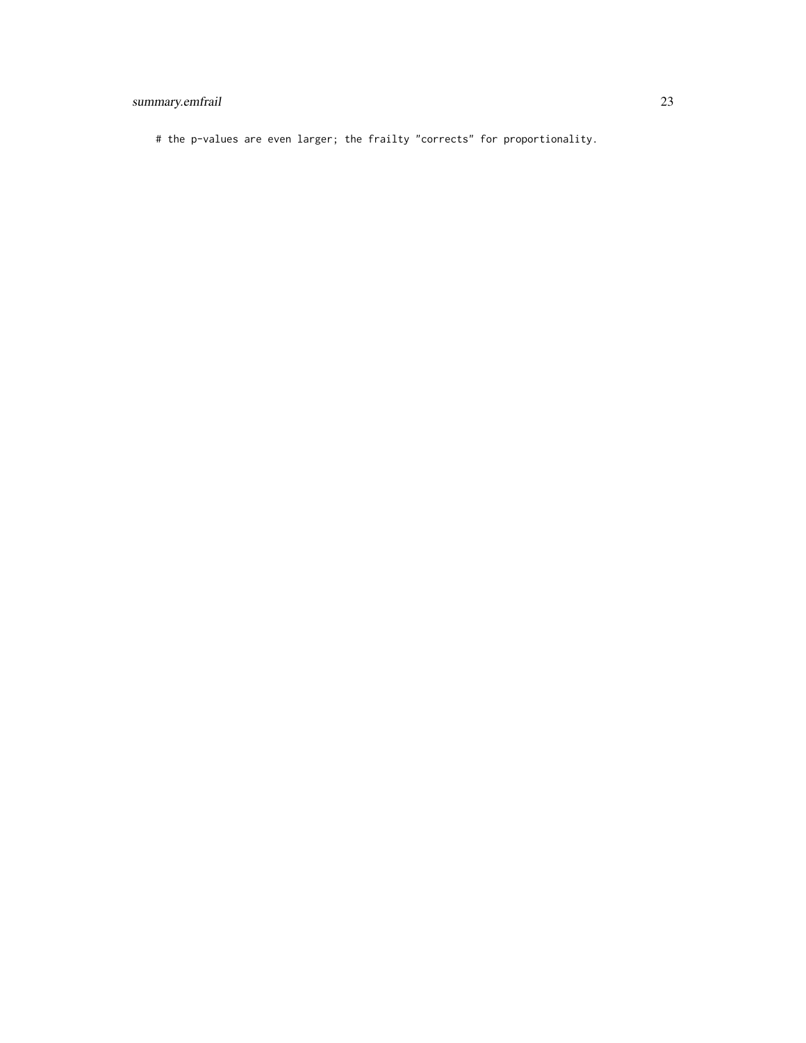```
# the p-values are even larger; the frailty "corrects" for proportionality.
```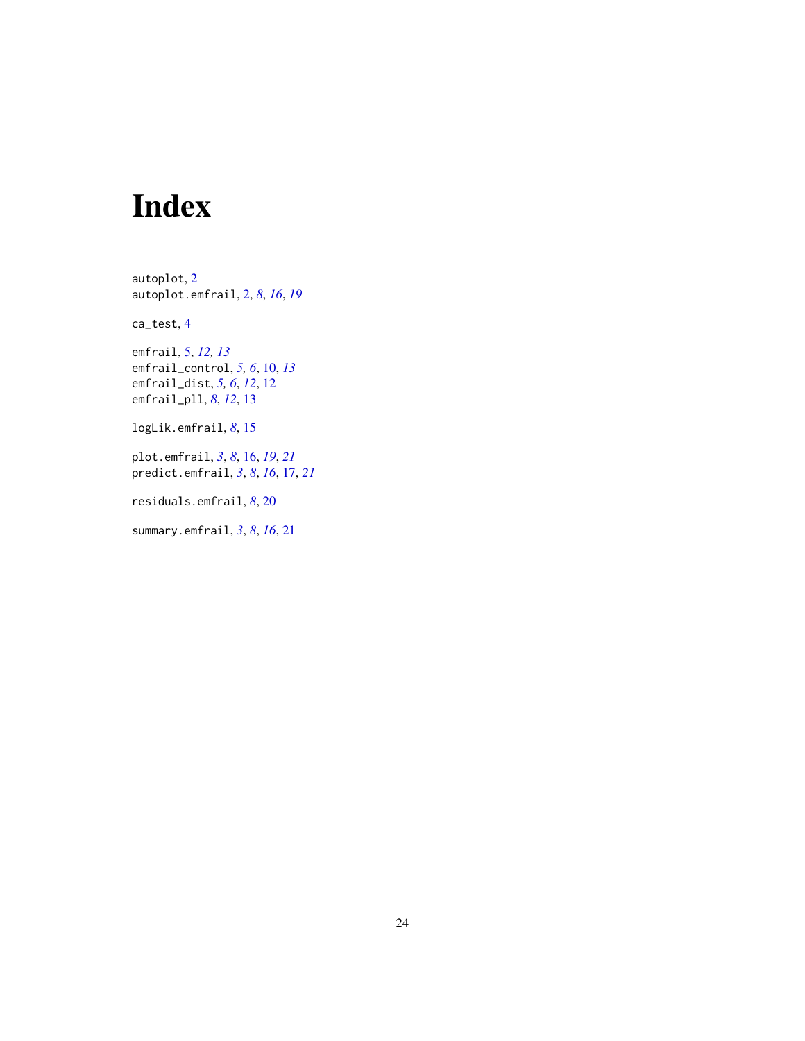# Index

autoplot, 2
autoplot.emfrail, 2, *8*, *16*, *19*

ca_test, 4

emfrail, 5, *12, 13*
emfrail_control, *5, 6*, 10, *13*
emfrail_dist, *5, 6*, *12*, 12
emfrail_pll, *8*, *12*, 13

logLik.emfrail, *8*, 15

plot.emfrail, *3*, *8*, 16, *19*, *21*
predict.emfrail, *3*, *8*, *16*, 17, *21*

residuals.emfrail, *8*, 20

summary.emfrail, *3*, *8*, *16*, 21